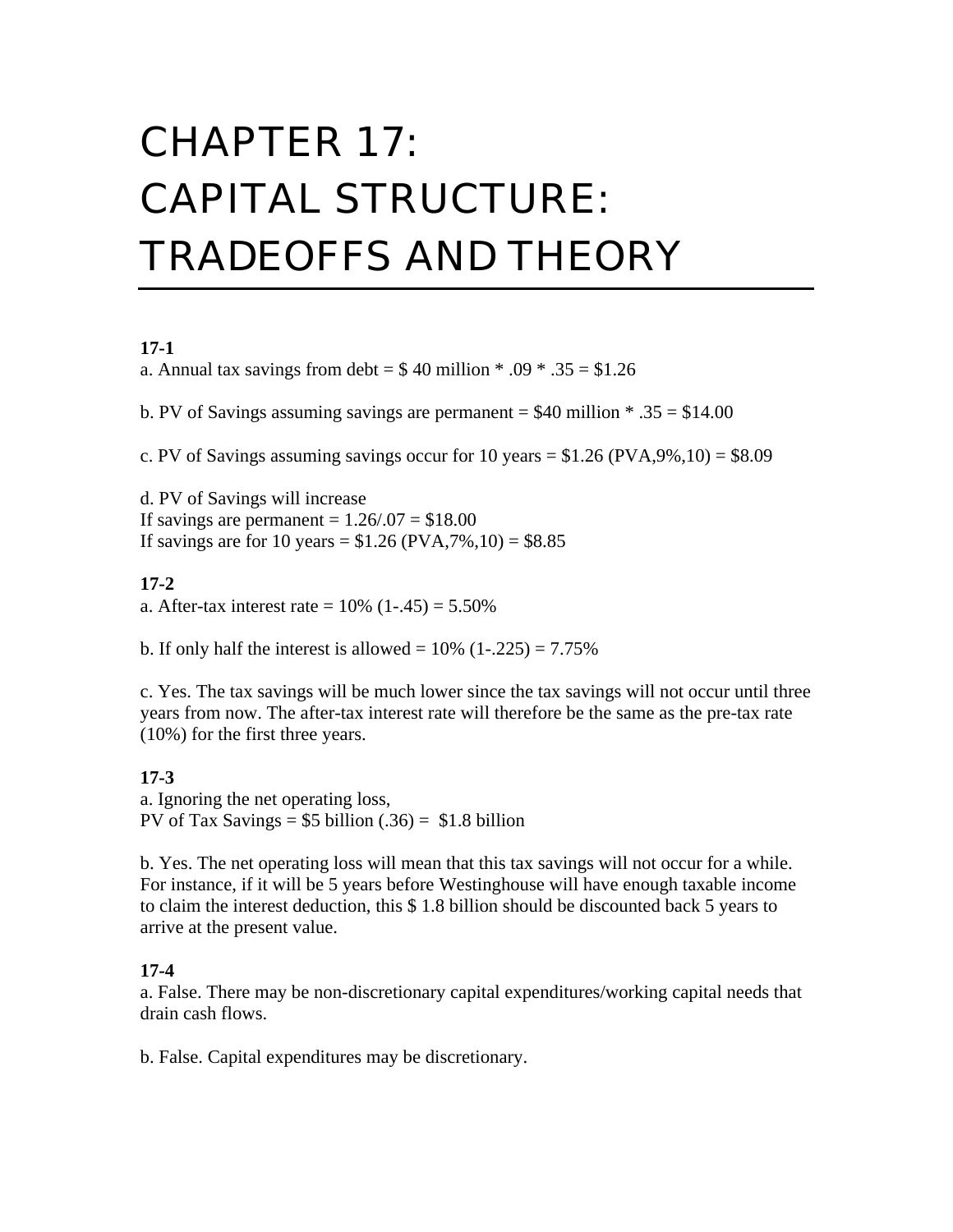# CHAPTER 17: CAPITAL STRUCTURE: TRADEOFFS AND THEORY

**17-1**

a. Annual tax savings from debt = $ 40 million * .09 * .35 = $1.26

b. PV of Savings assuming savings are permanent = $40 million * .35 = $14.00

c. PV of Savings assuming savings occur for 10 years = $1.26 (PVA,9%,10) = $8.09

d. PV of Savings will increase
If savings are permanent = 1.26/.07 = $18.00
If savings are for 10 years = $1.26 (PVA,7%,10) = $8.85

**17-2**

a. After-tax interest rate = 10% (1-.45) = 5.50%

b. If only half the interest is allowed = 10% (1-.225) = 7.75%

c. Yes. The tax savings will be much lower since the tax savings will not occur until three years from now. The after-tax interest rate will therefore be the same as the pre-tax rate (10%) for the first three years.

**17-3**

a. Ignoring the net operating loss,
PV of Tax Savings = $5 billion (.36) = $1.8 billion

b. Yes. The net operating loss will mean that this tax savings will not occur for a while. For instance, if it will be 5 years before Westinghouse will have enough taxable income to claim the interest deduction, this $ 1.8 billion should be discounted back 5 years to arrive at the present value.

**17-4**

a. False. There may be non-discretionary capital expenditures/working capital needs that drain cash flows.

b. False. Capital expenditures may be discretionary.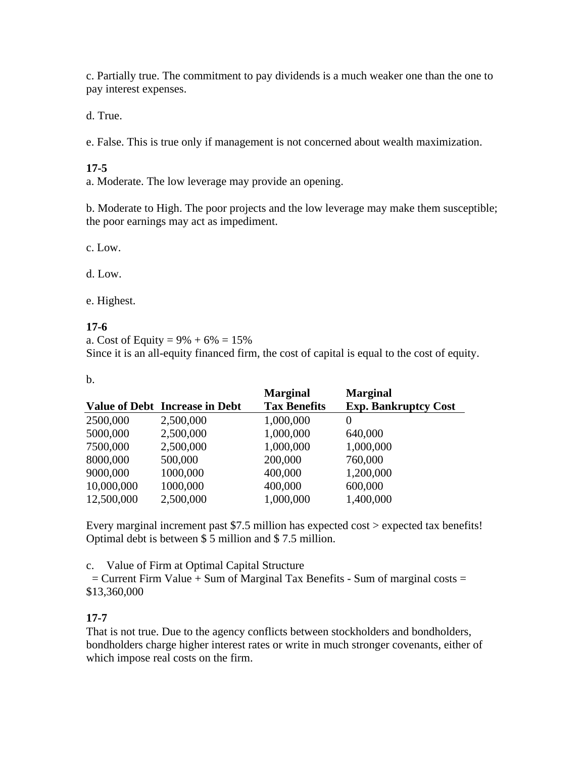c. Partially true. The commitment to pay dividends is a much weaker one than the one to pay interest expenses.

d. True.

e. False. This is true only if management is not concerned about wealth maximization.

**17-5**

a. Moderate. The low leverage may provide an opening.

b. Moderate to High. The poor projects and the low leverage may make them susceptible; the poor earnings may act as impediment.

c. Low.

d. Low.

e. Highest.

**17-6**

a. Cost of Equity = 9% + 6% = 15%
Since it is an all-equity financed firm, the cost of capital is equal to the cost of equity.

b.

| Value of Debt | Increase in Debt | Marginal Tax Benefits | Marginal Exp. Bankruptcy Cost |
|---|---|---|---|
| 2500,000 | 2,500,000 | 1,000,000 | 0 |
| 5000,000 | 2,500,000 | 1,000,000 | 640,000 |
| 7500,000 | 2,500,000 | 1,000,000 | 1,000,000 |
| 8000,000 | 500,000 | 200,000 | 760,000 |
| 9000,000 | 1000,000 | 400,000 | 1,200,000 |
| 10,000,000 | 1000,000 | 400,000 | 600,000 |
| 12,500,000 | 2,500,000 | 1,000,000 | 1,400,000 |

Every marginal increment past $7.5 million has expected cost > expected tax benefits! Optimal debt is between $ 5 million and $ 7.5 million.

c. Value of Firm at Optimal Capital Structure
= Current Firm Value + Sum of Marginal Tax Benefits - Sum of marginal costs = $13,360,000

**17-7**

That is not true. Due to the agency conflicts between stockholders and bondholders, bondholders charge higher interest rates or write in much stronger covenants, either of which impose real costs on the firm.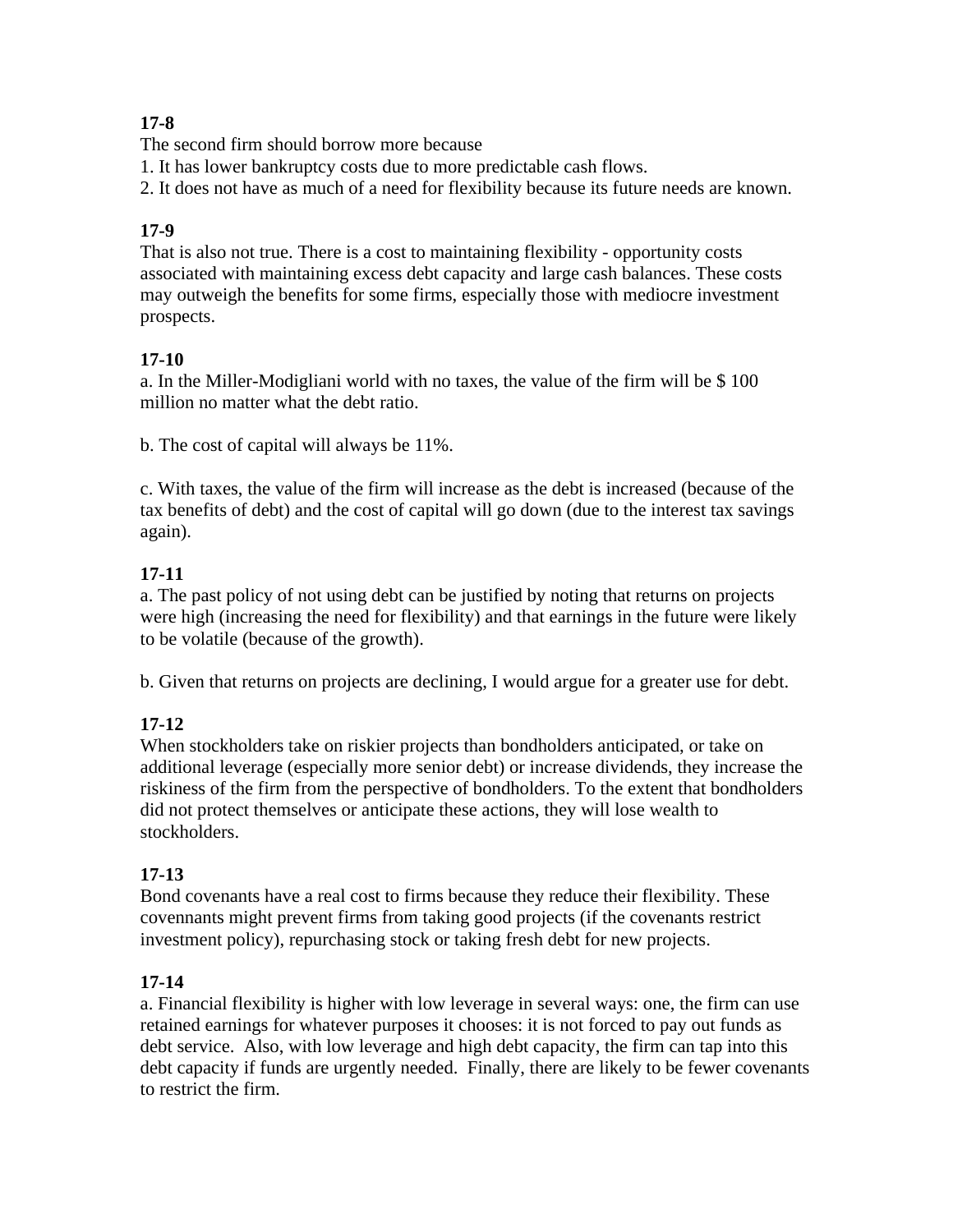**17-8**

The second firm should borrow more because

1. It has lower bankruptcy costs due to more predictable cash flows.
2. It does not have as much of a need for flexibility because its future needs are known.

**17-9**

That is also not true. There is a cost to maintaining flexibility - opportunity costs associated with maintaining excess debt capacity and large cash balances. These costs may outweigh the benefits for some firms, especially those with mediocre investment prospects.

**17-10**

a. In the Miller-Modigliani world with no taxes, the value of the firm will be $ 100 million no matter what the debt ratio.

b. The cost of capital will always be 11%.

c. With taxes, the value of the firm will increase as the debt is increased (because of the tax benefits of debt) and the cost of capital will go down (due to the interest tax savings again).

**17-11**

a. The past policy of not using debt can be justified by noting that returns on projects were high (increasing the need for flexibility) and that earnings in the future were likely to be volatile (because of the growth).

b. Given that returns on projects are declining, I would argue for a greater use for debt.

**17-12**

When stockholders take on riskier projects than bondholders anticipated, or take on additional leverage (especially more senior debt) or increase dividends, they increase the riskiness of the firm from the perspective of bondholders. To the extent that bondholders did not protect themselves or anticipate these actions, they will lose wealth to stockholders.

**17-13**

Bond covenants have a real cost to firms because they reduce their flexibility. These covennants might prevent firms from taking good projects (if the covenants restrict investment policy), repurchasing stock or taking fresh debt for new projects.

**17-14**

a. Financial flexibility is higher with low leverage in several ways: one, the firm can use retained earnings for whatever purposes it chooses: it is not forced to pay out funds as debt service. Also, with low leverage and high debt capacity, the firm can tap into this debt capacity if funds are urgently needed. Finally, there are likely to be fewer covenants to restrict the firm.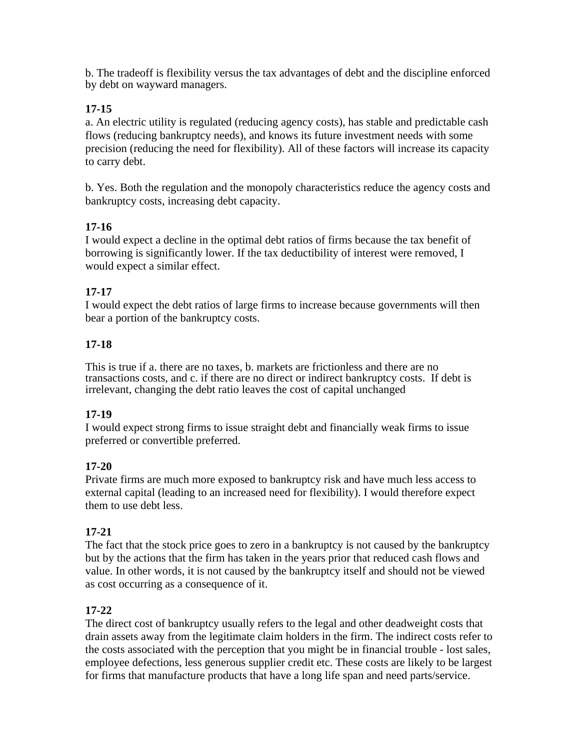b. The tradeoff is flexibility versus the tax advantages of debt and the discipline enforced by debt on wayward managers.

**17-15**

a. An electric utility is regulated (reducing agency costs), has stable and predictable cash flows (reducing bankruptcy needs), and knows its future investment needs with some precision (reducing the need for flexibility). All of these factors will increase its capacity to carry debt.

b. Yes. Both the regulation and the monopoly characteristics reduce the agency costs and bankruptcy costs, increasing debt capacity.

**17-16**

I would expect a decline in the optimal debt ratios of firms because the tax benefit of borrowing is significantly lower. If the tax deductibility of interest were removed, I would expect a similar effect.

**17-17**

I would expect the debt ratios of large firms to increase because governments will then bear a portion of the bankruptcy costs.

**17-18**

This is true if a. there are no taxes, b. markets are frictionless and there are no transactions costs, and c. if there are no direct or indirect bankruptcy costs. If debt is irrelevant, changing the debt ratio leaves the cost of capital unchanged

**17-19**

I would expect strong firms to issue straight debt and financially weak firms to issue preferred or convertible preferred.

**17-20**

Private firms are much more exposed to bankruptcy risk and have much less access to external capital (leading to an increased need for flexibility). I would therefore expect them to use debt less.

**17-21**

The fact that the stock price goes to zero in a bankruptcy is not caused by the bankruptcy but by the actions that the firm has taken in the years prior that reduced cash flows and value. In other words, it is not caused by the bankruptcy itself and should not be viewed as cost occurring as a consequence of it.

**17-22**

The direct cost of bankruptcy usually refers to the legal and other deadweight costs that drain assets away from the legitimate claim holders in the firm. The indirect costs refer to the costs associated with the perception that you might be in financial trouble - lost sales, employee defections, less generous supplier credit etc. These costs are likely to be largest for firms that manufacture products that have a long life span and need parts/service.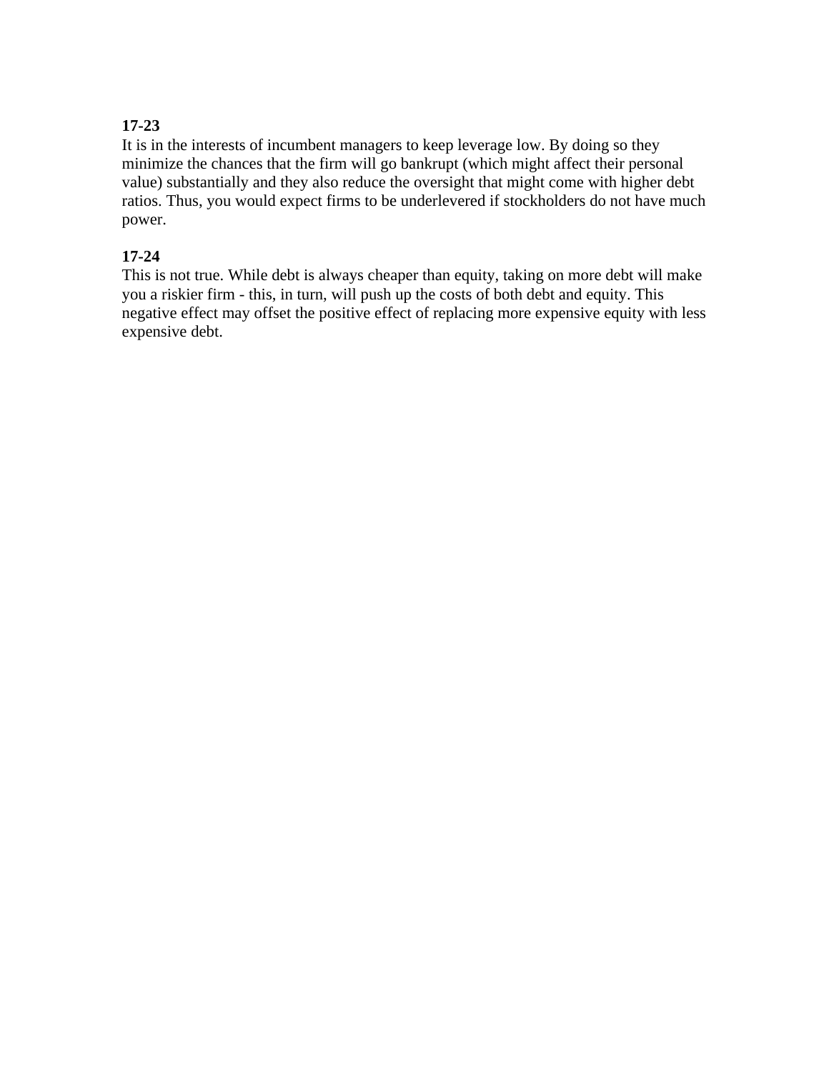**17-23**
It is in the interests of incumbent managers to keep leverage low. By doing so they minimize the chances that the firm will go bankrupt (which might affect their personal value) substantially and they also reduce the oversight that might come with higher debt ratios. Thus, you would expect firms to be underlevered if stockholders do not have much power.

**17-24**
This is not true. While debt is always cheaper than equity, taking on more debt will make you a riskier firm - this, in turn, will push up the costs of both debt and equity. This negative effect may offset the positive effect of replacing more expensive equity with less expensive debt.